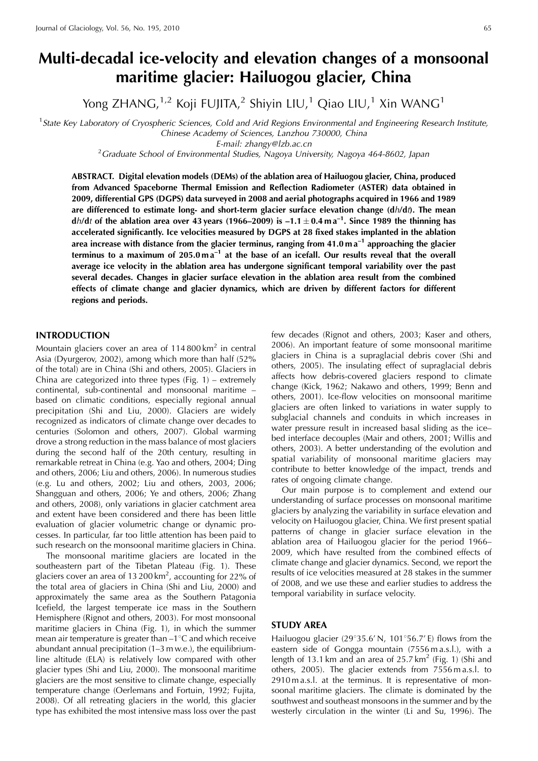# Multi-decadal ice-velocity and elevation changes of a monsoonal maritime glacier: Hailuogou glacier, China

Yong ZHANG,[1,2] Koji FUJITA,[2] Shiyin LIU,[1] Qiao LIU,[1] Xin WANG[1]

[1]*State Key Laboratory of Cryospheric Sciences, Cold and Arid Regions Environmental and Engineering Research Institute, Chinese Academy of Sciences, Lanzhou 730000, China*
*E-mail: zhangy@lzb.ac.cn*
[2]*Graduate School of Environmental Studies, Nagoya University, Nagoya 464-8602, Japan*

**ABSTRACT. Digital elevation models (DEMs) of the ablation area of Hailuogou glacier, China, produced from Advanced Spaceborne Thermal Emission and Reflection Radiometer (ASTER) data obtained in 2009, differential GPS (DGPS) data surveyed in 2008 and aerial photographs acquired in 1966 and 1989 are differenced to estimate long- and short-term glacier surface elevation change (d*h*/d*t*). The mean d*h*/d*t* of the ablation area over 43 years (1966–2009) is $-1.1 \pm 0.4\,\mathrm{m\,a^{-1}}$. Since 1989 the thinning has accelerated significantly. Ice velocities measured by DGPS at 28 fixed stakes implanted in the ablation area increase with distance from the glacier terminus, ranging from $41.0\,\mathrm{m\,a^{-1}}$ approaching the glacier terminus to a maximum of $205.0\,\mathrm{m\,a^{-1}}$ at the base of an icefall. Our results reveal that the overall average ice velocity in the ablation area has undergone significant temporal variability over the past several decades. Changes in glacier surface elevation in the ablation area result from the combined effects of climate change and glacier dynamics, which are driven by different factors for different regions and periods.**

## INTRODUCTION

Mountain glaciers cover an area of $114\,800\,\mathrm{km^2}$ in central Asia (Dyurgerov, 2002), among which more than half (52% of the total) are in China (Shi and others, 2005). Glaciers in China are categorized into three types (Fig. 1) – extremely continental, sub-continental and monsoonal maritime – based on climatic conditions, especially regional annual precipitation (Shi and Liu, 2000). Glaciers are widely recognized as indicators of climate change over decades to centuries (Solomon and others, 2007). Global warming drove a strong reduction in the mass balance of most glaciers during the second half of the 20th century, resulting in remarkable retreat in China (e.g. Yao and others, 2004; Ding and others, 2006; Liu and others, 2006). In numerous studies (e.g. Lu and others, 2002; Liu and others, 2003, 2006; Shangguan and others, 2006; Ye and others, 2006; Zhang and others, 2008), only variations in glacier catchment area and extent have been considered and there has been little evaluation of glacier volumetric change or dynamic processes. In particular, far too little attention has been paid to such research on the monsoonal maritime glaciers in China.

The monsoonal maritime glaciers are located in the southeastern part of the Tibetan Plateau (Fig. 1). These glaciers cover an area of $13\,200\,\mathrm{km^2}$, accounting for 22% of the total area of glaciers in China (Shi and Liu, 2000) and approximately the same area as the Southern Patagonia Icefield, the largest temperate ice mass in the Southern Hemisphere (Rignot and others, 2003). For most monsoonal maritime glaciers in China (Fig. 1), in which the summer mean air temperature is greater than $-1^\circ\mathrm{C}$ and which receive abundant annual precipitation (1–3 m w.e.), the equilibrium-line altitude (ELA) is relatively low compared with other glacier types (Shi and Liu, 2000). The monsoonal maritime glaciers are the most sensitive to climate change, especially temperature change (Oerlemans and Fortuin, 1992; Fujita, 2008). Of all retreating glaciers in the world, this glacier type has exhibited the most intensive mass loss over the past few decades (Rignot and others, 2003; Kaser and others, 2006). An important feature of some monsoonal maritime glaciers in China is a supraglacial debris cover (Shi and others, 2005). The insulating effect of supraglacial debris affects how debris-covered glaciers respond to climate change (Kick, 1962; Nakawo and others, 1999; Benn and others, 2001). Ice-flow velocities on monsoonal maritime glaciers are often linked to variations in water supply to subglacial channels and conduits in which increases in water pressure result in increased basal sliding as the ice–bed interface decouples (Mair and others, 2001; Willis and others, 2003). A better understanding of the evolution and spatial variability of monsoonal maritime glaciers may contribute to better knowledge of the impact, trends and rates of ongoing climate change.

Our main purpose is to complement and extend our understanding of surface processes on monsoonal maritime glaciers by analyzing the variability in surface elevation and velocity on Hailuogou glacier, China. We first present spatial patterns of change in glacier surface elevation in the ablation area of Hailuogou glacier for the period 1966–2009, which have resulted from the combined effects of climate change and glacier dynamics. Second, we report the results of ice velocities measured at 28 stakes in the summer of 2008, and we use these and earlier studies to address the temporal variability in surface velocity.

## STUDY AREA

Hailuogou glacier (29°35.6′ N, 101°56.7′ E) flows from the eastern side of Gongga mountain (7556 m a.s.l.), with a length of 13.1 km and an area of $25.7\,\mathrm{km^2}$ (Fig. 1) (Shi and others, 2005). The glacier extends from 7556 m a.s.l. to 2910 m a.s.l. at the terminus. It is representative of monsoonal maritime glaciers. The climate is dominated by the southwest and southeast monsoons in the summer and by the westerly circulation in the winter (Li and Su, 1996). The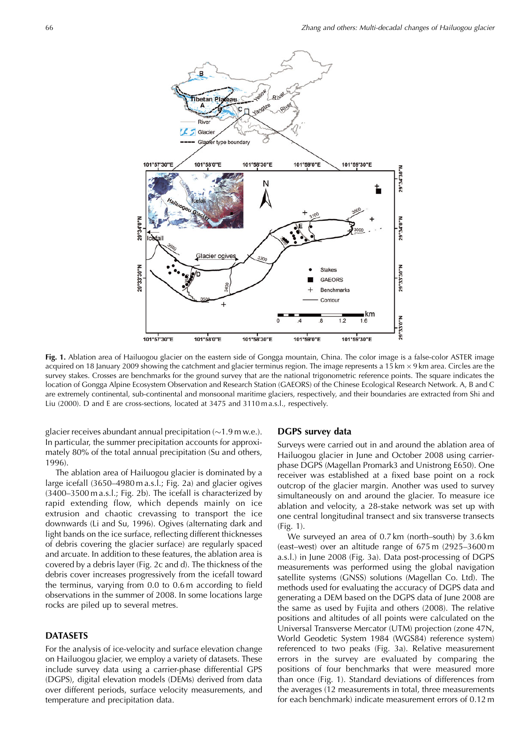**Fig. 1.** Ablation area of Hailuogou glacier on the eastern side of Gongga mountain, China. The color image is a false-color ASTER image acquired on 18 January 2009 showing the catchment and glacier terminus region. The image represents a 15 km × 9 km area. Circles are the survey stakes. Crosses are benchmarks for the ground survey that are the national trigonometric reference points. The square indicates the location of Gongga Alpine Ecosystem Observation and Research Station (GAEORS) of the Chinese Ecological Research Network. A, B and C are extremely continental, sub-continental and monsoonal maritime glaciers, respectively, and their boundaries are extracted from Shi and Liu (2000). D and E are cross-sections, located at 3475 and 3110 m a.s.l., respectively.

glacier receives abundant annual precipitation (~1.9 m w.e.). In particular, the summer precipitation accounts for approximately 80% of the total annual precipitation (Su and others, 1996).

The ablation area of Hailuogou glacier is dominated by a large icefall (3650–4980 m a.s.l.; Fig. 2a) and glacier ogives (3400–3500 m a.s.l.; Fig. 2b). The icefall is characterized by rapid extending flow, which depends mainly on ice extrusion and chaotic crevassing to transport the ice downwards (Li and Su, 1996). Ogives (alternating dark and light bands on the ice surface, reflecting different thicknesses of debris covering the glacier surface) are regularly spaced and arcuate. In addition to these features, the ablation area is covered by a debris layer (Fig. 2c and d). The thickness of the debris cover increases progressively from the icefall toward the terminus, varying from 0.0 to 0.6 m according to field observations in the summer of 2008. In some locations large rocks are piled up to several metres.

## DATASETS

For the analysis of ice-velocity and surface elevation change on Hailuogou glacier, we employ a variety of datasets. These include survey data using a carrier-phase differential GPS (DGPS), digital elevation models (DEMs) derived from data over different periods, surface velocity measurements, and temperature and precipitation data.

### DGPS survey data

Surveys were carried out in and around the ablation area of Hailuogou glacier in June and October 2008 using carrier-phase DGPS (Magellan Promark3 and Unistrong E650). One receiver was established at a fixed base point on a rock outcrop of the glacier margin. Another was used to survey simultaneously on and around the glacier. To measure ice ablation and velocity, a 28-stake network was set up with one central longitudinal transect and six transverse transects (Fig. 1).

We surveyed an area of 0.7 km (north–south) by 3.6 km (east–west) over an altitude range of 675 m (2925–3600 m a.s.l.) in June 2008 (Fig. 3a). Data post-processing of DGPS measurements was performed using the global navigation satellite systems (GNSS) solutions (Magellan Co. Ltd). The methods used for evaluating the accuracy of DGPS data and generating a DEM based on the DGPS data of June 2008 are the same as used by Fujita and others (2008). The relative positions and altitudes of all points were calculated on the Universal Transverse Mercator (UTM) projection (zone 47N, World Geodetic System 1984 (WGS84) reference system) referenced to two peaks (Fig. 3a). Relative measurement errors in the survey are evaluated by comparing the positions of four benchmarks that were measured more than once (Fig. 1). Standard deviations of differences from the averages (12 measurements in total, three measurements for each benchmark) indicate measurement errors of 0.12 m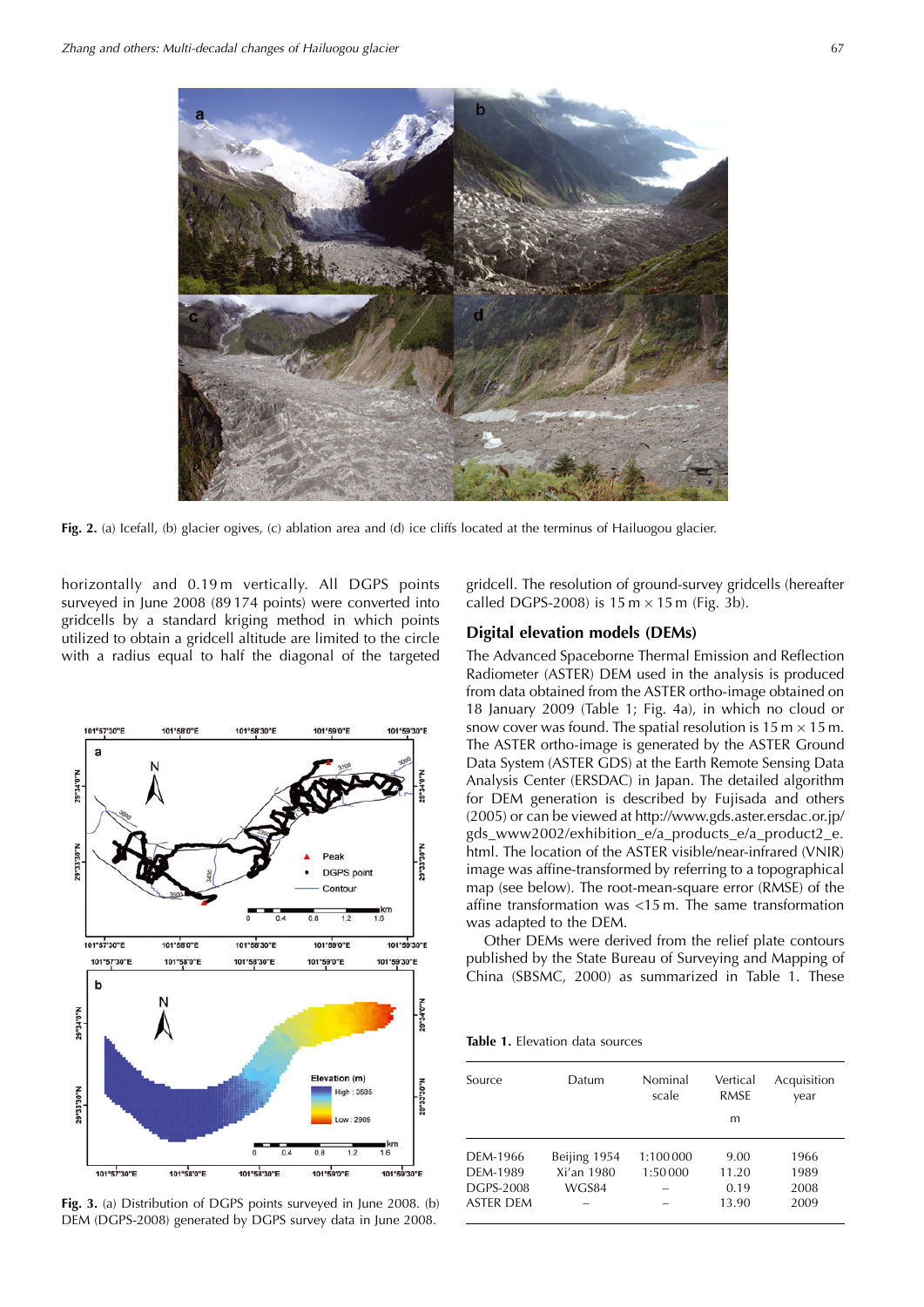Fig. 2. (a) Icefall, (b) glacier ogives, (c) ablation area and (d) ice cliffs located at the terminus of Hailuogou glacier.

horizontally and 0.19 m vertically. All DGPS points surveyed in June 2008 (89 174 points) were converted into gridcells by a standard kriging method in which points utilized to obtain a gridcell altitude are limited to the circle with a radius equal to half the diagonal of the targeted gridcell. The resolution of ground-survey gridcells (hereafter called DGPS-2008) is 15 m × 15 m (Fig. 3b).

Fig. 3. (a) Distribution of DGPS points surveyed in June 2008. (b) DEM (DGPS-2008) generated by DGPS survey data in June 2008.

## Digital elevation models (DEMs)

The Advanced Spaceborne Thermal Emission and Reflection Radiometer (ASTER) DEM used in the analysis is produced from data obtained from the ASTER ortho-image obtained on 18 January 2009 (Table 1; Fig. 4a), in which no cloud or snow cover was found. The spatial resolution is 15 m × 15 m. The ASTER ortho-image is generated by the ASTER Ground Data System (ASTER GDS) at the Earth Remote Sensing Data Analysis Center (ERSDAC) in Japan. The detailed algorithm for DEM generation is described by Fujisada and others (2005) or can be viewed at http://www.gds.aster.ersdac.or.jp/gds_www2002/exhibition_e/a_products_e/a_product2_e.html. The location of the ASTER visible/near-infrared (VNIR) image was affine-transformed by referring to a topographical map (see below). The root-mean-square error (RMSE) of the affine transformation was <15 m. The same transformation was adapted to the DEM.

Other DEMs were derived from the relief plate contours published by the State Bureau of Surveying and Mapping of China (SBSMC, 2000) as summarized in Table 1. These

Table 1. Elevation data sources

| Source | Datum | Nominal scale | Vertical RMSE m | Acquisition year |
|---|---|---|---|---|
| DEM-1966 | Beijing 1954 | 1:100 000 | 9.00 | 1966 |
| DEM-1989 | Xi'an 1980 | 1:50 000 | 11.20 | 1989 |
| DGPS-2008 | WGS84 | – | 0.19 | 2008 |
| ASTER DEM | – | – | 13.90 | 2009 |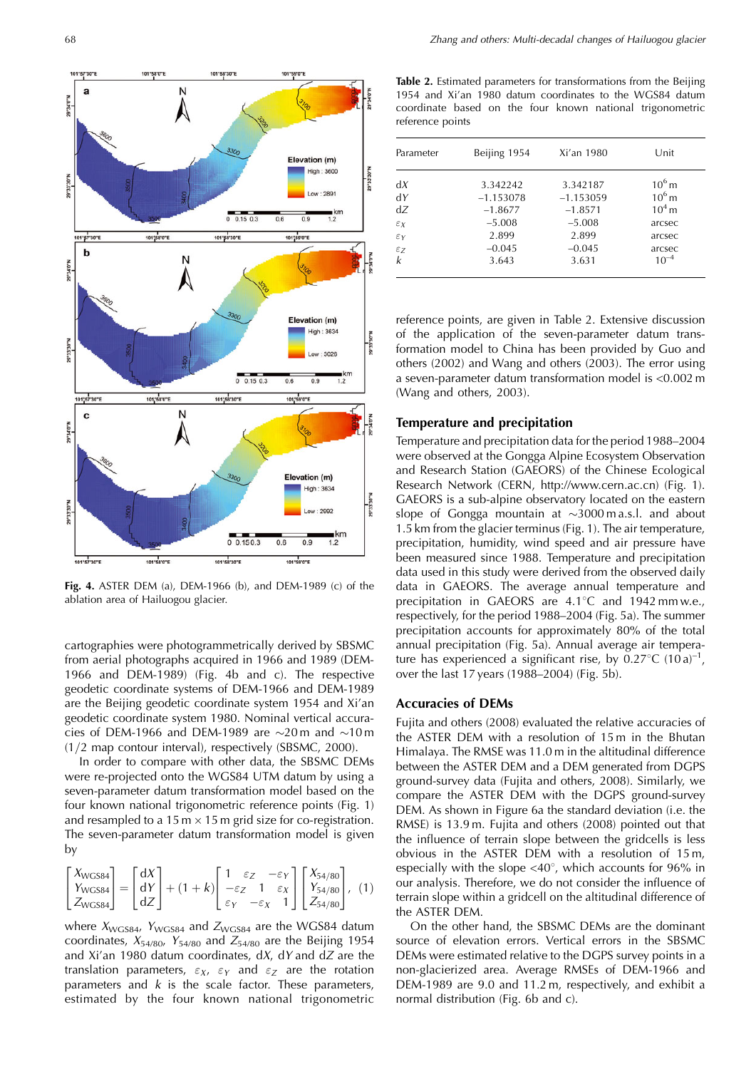Fig. 4. ASTER DEM (a), DEM-1966 (b), and DEM-1989 (c) of the ablation area of Hailuogou glacier.

cartographies were photogrammetrically derived by SBSMC from aerial photographs acquired in 1966 and 1989 (DEM-1966 and DEM-1989) (Fig. 4b and c). The respective geodetic coordinate systems of DEM-1966 and DEM-1989 are the Beijing geodetic coordinate system 1954 and Xi'an geodetic coordinate system 1980. Nominal vertical accuracies of DEM-1966 and DEM-1989 are ~20 m and ~10 m (1/2 map contour interval), respectively (SBSMC, 2000).

In order to compare with other data, the SBSMC DEMs were re-projected onto the WGS84 UTM datum by using a seven-parameter datum transformation model based on the four known national trigonometric reference points (Fig. 1) and resampled to a 15 m × 15 m grid size for co-registration. The seven-parameter datum transformation model is given by

$$\begin{bmatrix} X_{\mathrm{WGS84}} \\ Y_{\mathrm{WGS84}} \\ Z_{\mathrm{WGS84}} \end{bmatrix} = \begin{bmatrix} \mathrm{d}X \\ \mathrm{d}Y \\ \mathrm{d}Z \end{bmatrix} + (1+k) \begin{bmatrix} 1 & \varepsilon_Z & -\varepsilon_Y \\ -\varepsilon_Z & 1 & \varepsilon_X \\ \varepsilon_Y & -\varepsilon_X & 1 \end{bmatrix} \begin{bmatrix} X_{54/80} \\ Y_{54/80} \\ Z_{54/80} \end{bmatrix}, \quad (1)$$

where $X_{\mathrm{WGS84}}$, $Y_{\mathrm{WGS84}}$ and $Z_{\mathrm{WGS84}}$ are the WGS84 datum coordinates, $X_{54/80}$, $Y_{54/80}$ and $Z_{54/80}$ are the Beijing 1954 and Xi'an 1980 datum coordinates, $\mathrm{d}X$, $\mathrm{d}Y$ and $\mathrm{d}Z$ are the translation parameters, $\varepsilon_X$, $\varepsilon_Y$ and $\varepsilon_Z$ are the rotation parameters and $k$ is the scale factor. These parameters, estimated by the four known national trigonometric reference points, are given in Table 2. Extensive discussion of the application of the seven-parameter datum transformation model to China has been provided by Guo and others (2002) and Wang and others (2003). The error using a seven-parameter datum transformation model is <0.002 m (Wang and others, 2003).

**Table 2.** Estimated parameters for transformations from the Beijing 1954 and Xi'an 1980 datum coordinates to the WGS84 datum coordinate based on the four known national trigonometric reference points

| Parameter | Beijing 1954 | Xi'an 1980 | Unit |
|---|---|---|---|
| $\mathrm{d}X$ | 3.342242 | 3.342187 | $10^6$ m |
| $\mathrm{d}Y$ | −1.153078 | −1.153059 | $10^6$ m |
| $\mathrm{d}Z$ | −1.8677 | −1.8571 | $10^4$ m |
| $\varepsilon_X$ | −5.008 | −5.008 | arcsec |
| $\varepsilon_Y$ | 2.899 | 2.899 | arcsec |
| $\varepsilon_Z$ | −0.045 | −0.045 | arcsec |
| $k$ | 3.643 | 3.631 | $10^{-4}$ |

## Temperature and precipitation

Temperature and precipitation data for the period 1988–2004 were observed at the Gongga Alpine Ecosystem Observation and Research Station (GAEORS) of the Chinese Ecological Research Network (CERN, http://www.cern.ac.cn) (Fig. 1). GAEORS is a sub-alpine observatory located on the eastern slope of Gongga mountain at ~3000 m a.s.l. and about 1.5 km from the glacier terminus (Fig. 1). The air temperature, precipitation, humidity, wind speed and air pressure have been measured since 1988. Temperature and precipitation data used in this study were derived from the observed daily data in GAEORS. The average annual temperature and precipitation in GAEORS are 4.1°C and 1942 mm w.e., respectively, for the period 1988–2004 (Fig. 5a). The summer precipitation accounts for approximately 80% of the total annual precipitation (Fig. 5a). Annual average air temperature has experienced a significant rise, by 0.27°C $(10\,\mathrm{a})^{-1}$, over the last 17 years (1988–2004) (Fig. 5b).

## Accuracies of DEMs

Fujita and others (2008) evaluated the relative accuracies of the ASTER DEM with a resolution of 15 m in the Bhutan Himalaya. The RMSE was 11.0 m in the altitudinal difference between the ASTER DEM and a DEM generated from DGPS ground-survey data (Fujita and others, 2008). Similarly, we compare the ASTER DEM with the DGPS ground-survey DEM. As shown in Figure 6a the standard deviation (i.e. the RMSE) is 13.9 m. Fujita and others (2008) pointed out that the influence of terrain slope between the gridcells is less obvious in the ASTER DEM with a resolution of 15 m, especially with the slope <40°, which accounts for 96% in our analysis. Therefore, we do not consider the influence of terrain slope within a gridcell on the altitudinal difference of the ASTER DEM.

On the other hand, the SBSMC DEMs are the dominant source of elevation errors. Vertical errors in the SBSMC DEMs were estimated relative to the DGPS survey points in a non-glacierized area. Average RMSEs of DEM-1966 and DEM-1989 are 9.0 and 11.2 m, respectively, and exhibit a normal distribution (Fig. 6b and c).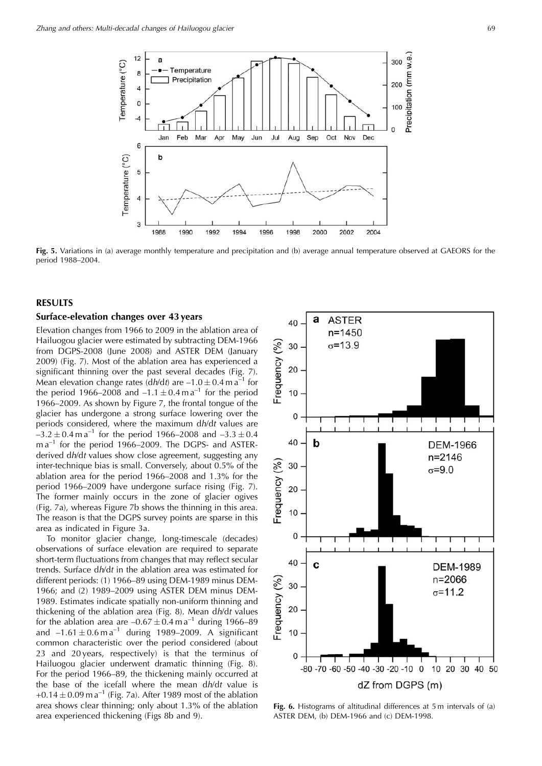Fig. 5. Variations in (a) average monthly temperature and precipitation and (b) average annual temperature observed at GAEORS for the period 1988–2004.

## RESULTS

### Surface-elevation changes over 43 years

Elevation changes from 1966 to 2009 in the ablation area of Hailuogou glacier were estimated by subtracting DEM-1966 from DGPS-2008 (June 2008) and ASTER DEM (January 2009) (Fig. 7). Most of the ablation area has experienced a significant thinning over the past several decades (Fig. 7). Mean elevation change rates (d$h$/d$t$) are $-1.0 \pm 0.4$ m a$^{-1}$ for the period 1966–2008 and $-1.1 \pm 0.4$ m a$^{-1}$ for the period 1966–2009. As shown by Figure 7, the frontal tongue of the glacier has undergone a strong surface lowering over the periods considered, where the maximum d$h$/d$t$ values are $-3.2 \pm 0.4$ m a$^{-1}$ for the period 1966–2008 and $-3.3 \pm 0.4$ m a$^{-1}$ for the period 1966–2009. The DGPS- and ASTER-derived d$h$/d$t$ values show close agreement, suggesting any inter-technique bias is small. Conversely, about 0.5% of the ablation area for the period 1966–2008 and 1.3% for the period 1966–2009 have undergone surface rising (Fig. 7). The former mainly occurs in the zone of glacier ogives (Fig. 7a), whereas Figure 7b shows the thinning in this area. The reason is that the DGPS survey points are sparse in this area as indicated in Figure 3a.

To monitor glacier change, long-timescale (decades) observations of surface elevation are required to separate short-term fluctuations from changes that may reflect secular trends. Surface d$h$/d$t$ in the ablation area was estimated for different periods: (1) 1966–89 using DEM-1989 minus DEM-1966; and (2) 1989–2009 using ASTER DEM minus DEM-1989. Estimates indicate spatially non-uniform thinning and thickening of the ablation area (Fig. 8). Mean d$h$/d$t$ values for the ablation area are $-0.67 \pm 0.4$ m a$^{-1}$ during 1966–89 and $-1.61 \pm 0.6$ m a$^{-1}$ during 1989–2009. A significant common characteristic over the period considered (about 23 and 20 years, respectively) is that the terminus of Hailuogou glacier underwent dramatic thinning (Fig. 8). For the period 1966–89, the thickening mainly occurred at the base of the icefall where the mean d$h$/d$t$ value is $+0.14 \pm 0.09$ m a$^{-1}$ (Fig. 7a). After 1989 most of the ablation area shows clear thinning; only about 1.3% of the ablation area experienced thickening (Figs 8b and 9).

Fig. 6. Histograms of altitudinal differences at 5 m intervals of (a) ASTER DEM, (b) DEM-1966 and (c) DEM-1998.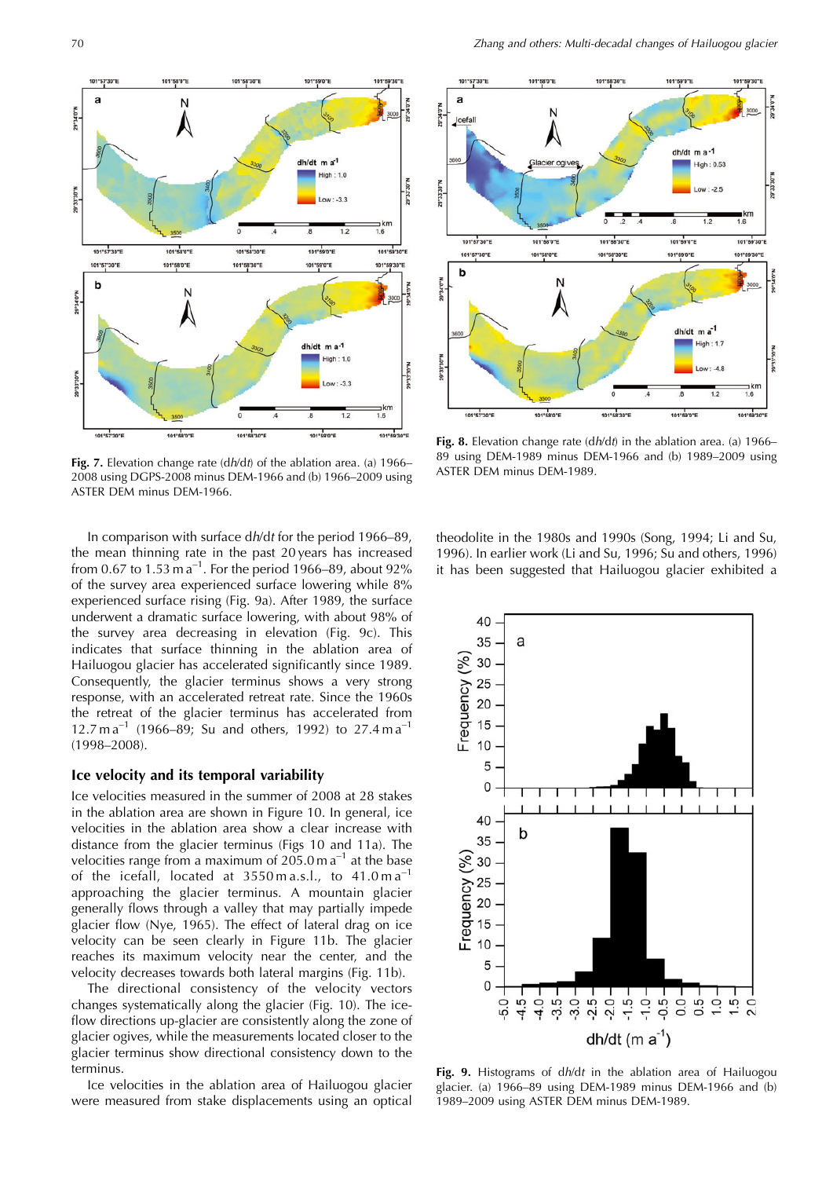Fig. 7. Elevation change rate ($dh/dt$) of the ablation area. (a) 1966–2008 using DGPS-2008 minus DEM-1966 and (b) 1966–2009 using ASTER DEM minus DEM-1966.

Fig. 8. Elevation change rate ($dh/dt$) in the ablation area. (a) 1966–89 using DEM-1989 minus DEM-1966 and (b) 1989–2009 using ASTER DEM minus DEM-1989.

In comparison with surface $dh/dt$ for the period 1966–89, the mean thinning rate in the past 20 years has increased from 0.67 to 1.53 m a$^{-1}$. For the period 1966–89, about 92% of the survey area experienced surface lowering while 8% experienced surface rising (Fig. 9a). After 1989, the surface underwent a dramatic surface lowering, with about 98% of the survey area decreasing in elevation (Fig. 9c). This indicates that surface thinning in the ablation area of Hailuogou glacier has accelerated significantly since 1989. Consequently, the glacier terminus shows a very strong response, with an accelerated retreat rate. Since the 1960s the retreat of the glacier terminus has accelerated from 12.7 m a$^{-1}$ (1966–89; Su and others, 1992) to 27.4 m a$^{-1}$ (1998–2008).

## Ice velocity and its temporal variability

Ice velocities measured in the summer of 2008 at 28 stakes in the ablation area are shown in Figure 10. In general, ice velocities in the ablation area show a clear increase with distance from the glacier terminus (Figs 10 and 11a). The velocities range from a maximum of 205.0 m a$^{-1}$ at the base of the icefall, located at 3550 m a.s.l., to 41.0 m a$^{-1}$ approaching the glacier terminus. A mountain glacier generally flows through a valley that may partially impede glacier flow (Nye, 1965). The effect of lateral drag on ice velocity can be seen clearly in Figure 11b. The glacier reaches its maximum velocity near the center, and the velocity decreases towards both lateral margins (Fig. 11b).

The directional consistency of the velocity vectors changes systematically along the glacier (Fig. 10). The ice-flow directions up-glacier are consistently along the zone of glacier ogives, while the measurements located closer to the glacier terminus show directional consistency down to the terminus.

Ice velocities in the ablation area of Hailuogou glacier were measured from stake displacements using an optical theodolite in the 1980s and 1990s (Song, 1994; Li and Su, 1996). In earlier work (Li and Su, 1996; Su and others, 1996) it has been suggested that Hailuogou glacier exhibited a

Fig. 9. Histograms of $dh/dt$ in the ablation area of Hailuogou glacier. (a) 1966–89 using DEM-1989 minus DEM-1966 and (b) 1989–2009 using ASTER DEM minus DEM-1989.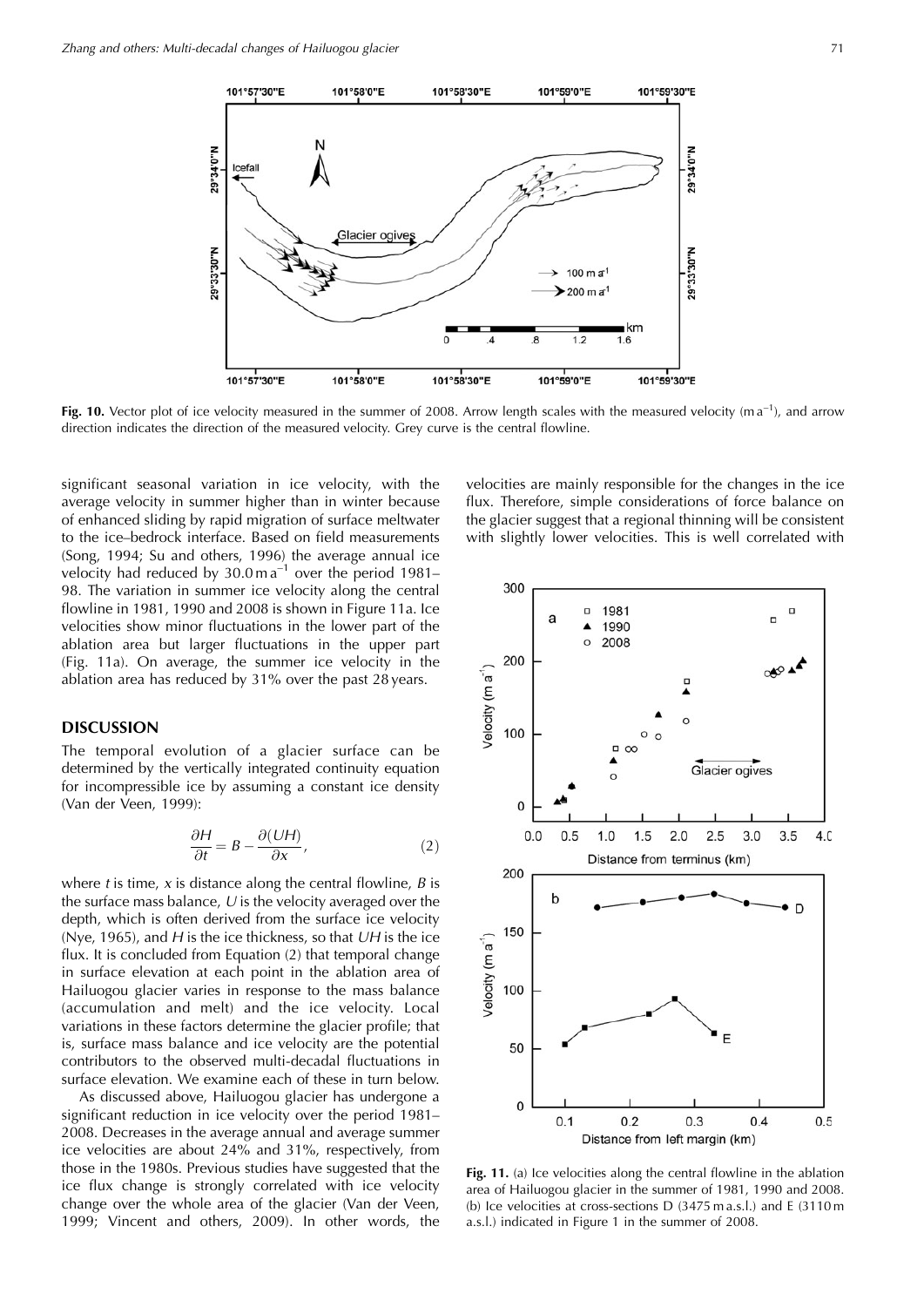**Fig. 10.** Vector plot of ice velocity measured in the summer of 2008. Arrow length scales with the measured velocity (m a$^{-1}$), and arrow direction indicates the direction of the measured velocity. Grey curve is the central flowline.

significant seasonal variation in ice velocity, with the average velocity in summer higher than in winter because of enhanced sliding by rapid migration of surface meltwater to the ice–bedrock interface. Based on field measurements (Song, 1994; Su and others, 1996) the average annual ice velocity had reduced by 30.0 m a$^{-1}$ over the period 1981–98. The variation in summer ice velocity along the central flowline in 1981, 1990 and 2008 is shown in Figure 11a. Ice velocities show minor fluctuations in the lower part of the ablation area but larger fluctuations in the upper part (Fig. 11a). On average, the summer ice velocity in the ablation area has reduced by 31% over the past 28 years.

## DISCUSSION

The temporal evolution of a glacier surface can be determined by the vertically integrated continuity equation for incompressible ice by assuming a constant ice density (Van der Veen, 1999):

$$\frac{\partial H}{\partial t} = B - \frac{\partial (UH)}{\partial x}, \tag{2}$$

where $t$ is time, $x$ is distance along the central flowline, $B$ is the surface mass balance, $U$ is the velocity averaged over the depth, which is often derived from the surface ice velocity (Nye, 1965), and $H$ is the ice thickness, so that $UH$ is the ice flux. It is concluded from Equation (2) that temporal change in surface elevation at each point in the ablation area of Hailuogou glacier varies in response to the mass balance (accumulation and melt) and the ice velocity. Local variations in these factors determine the glacier profile; that is, surface mass balance and ice velocity are the potential contributors to the observed multi-decadal fluctuations in surface elevation. We examine each of these in turn below.

As discussed above, Hailuogou glacier has undergone a significant reduction in ice velocity over the period 1981–2008. Decreases in the average annual and average summer ice velocities are about 24% and 31%, respectively, from those in the 1980s. Previous studies have suggested that the ice flux change is strongly correlated with ice velocity change over the whole area of the glacier (Van der Veen, 1999; Vincent and others, 2009). In other words, the velocities are mainly responsible for the changes in the ice flux. Therefore, simple considerations of force balance on the glacier suggest that a regional thinning will be consistent with slightly lower velocities. This is well correlated with

**Fig. 11.** (a) Ice velocities along the central flowline in the ablation area of Hailuogou glacier in the summer of 1981, 1990 and 2008. (b) Ice velocities at cross-sections D (3475 m a.s.l.) and E (3110 m a.s.l.) indicated in Figure 1 in the summer of 2008.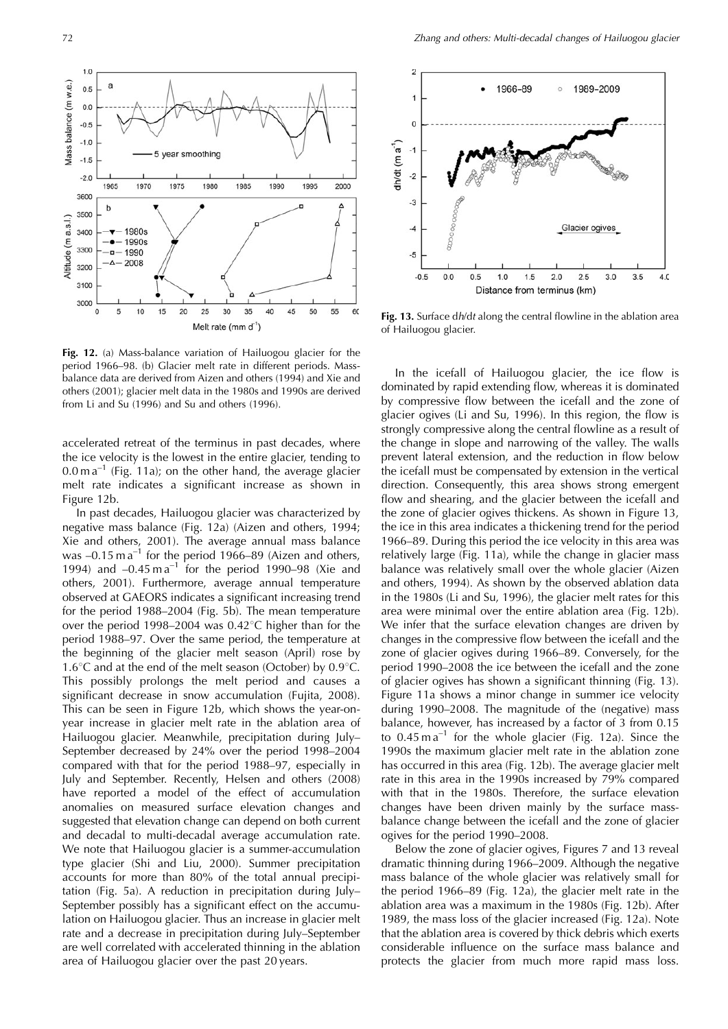**Fig. 12.** (a) Mass-balance variation of Hailuogou glacier for the period 1966–98. (b) Glacier melt rate in different periods. Mass-balance data are derived from Aizen and others (1994) and Xie and others (2001); glacier melt data in the 1980s and 1990s are derived from Li and Su (1996) and Su and others (1996).

**Fig. 13.** Surface d*h*/d*t* along the central flowline in the ablation area of Hailuogou glacier.

accelerated retreat of the terminus in past decades, where the ice velocity is the lowest in the entire glacier, tending to $0.0\,\mathrm{m\,a^{-1}}$ (Fig. 11a); on the other hand, the average glacier melt rate indicates a significant increase as shown in Figure 12b.

In past decades, Hailuogou glacier was characterized by negative mass balance (Fig. 12a) (Aizen and others, 1994; Xie and others, 2001). The average annual mass balance was $-0.15\,\mathrm{m\,a^{-1}}$ for the period 1966–89 (Aizen and others, 1994) and $-0.45\,\mathrm{m\,a^{-1}}$ for the period 1990–98 (Xie and others, 2001). Furthermore, average annual temperature observed at GAEORS indicates a significant increasing trend for the period 1988–2004 (Fig. 5b). The mean temperature over the period 1998–2004 was 0.42°C higher than for the period 1988–97. Over the same period, the temperature at the beginning of the glacier melt season (April) rose by 1.6°C and at the end of the melt season (October) by 0.9°C. This possibly prolongs the melt period and causes a significant decrease in snow accumulation (Fujita, 2008). This can be seen in Figure 12b, which shows the year-on-year increase in glacier melt rate in the ablation area of Hailuogou glacier. Meanwhile, precipitation during July–September decreased by 24% over the period 1998–2004 compared with that for the period 1988–97, especially in July and September. Recently, Helsen and others (2008) have reported a model of the effect of accumulation anomalies on measured surface elevation changes and suggested that elevation change can depend on both current and decadal to multi-decadal average accumulation rate. We note that Hailuogou glacier is a summer-accumulation type glacier (Shi and Liu, 2000). Summer precipitation accounts for more than 80% of the total annual precipitation (Fig. 5a). A reduction in precipitation during July–September possibly has a significant effect on the accumulation on Hailuogou glacier. Thus an increase in glacier melt rate and a decrease in precipitation during July–September are well correlated with accelerated thinning in the ablation area of Hailuogou glacier over the past 20 years.

In the icefall of Hailuogou glacier, the ice flow is dominated by rapid extending flow, whereas it is dominated by compressive flow between the icefall and the zone of glacier ogives (Li and Su, 1996). In this region, the flow is strongly compressive along the central flowline as a result of the change in slope and narrowing of the valley. The walls prevent lateral extension, and the reduction in flow below the icefall must be compensated by extension in the vertical direction. Consequently, this area shows strong emergent flow and shearing, and the glacier between the icefall and the zone of glacier ogives thickens. As shown in Figure 13, the ice in this area indicates a thickening trend for the period 1966–89. During this period the ice velocity in this area was relatively large (Fig. 11a), while the change in glacier mass balance was relatively small over the whole glacier (Aizen and others, 1994). As shown by the observed ablation data in the 1980s (Li and Su, 1996), the glacier melt rates for this area were minimal over the entire ablation area (Fig. 12b). We infer that the surface elevation changes are driven by changes in the compressive flow between the icefall and the zone of glacier ogives during 1966–89. Conversely, for the period 1990–2008 the ice between the icefall and the zone of glacier ogives has shown a significant thinning (Fig. 13). Figure 11a shows a minor change in summer ice velocity during 1990–2008. The magnitude of the (negative) mass balance, however, has increased by a factor of 3 from 0.15 to $0.45\,\mathrm{m\,a^{-1}}$ for the whole glacier (Fig. 12a). Since the 1990s the maximum glacier melt rate in the ablation zone has occurred in this area (Fig. 12b). The average glacier melt rate in this area in the 1990s increased by 79% compared with that in the 1980s. Therefore, the surface elevation changes have been driven mainly by the surface mass-balance change between the icefall and the zone of glacier ogives for the period 1990–2008.

Below the zone of glacier ogives, Figures 7 and 13 reveal dramatic thinning during 1966–2009. Although the negative mass balance of the whole glacier was relatively small for the period 1966–89 (Fig. 12a), the glacier melt rate in the ablation area was a maximum in the 1980s (Fig. 12b). After 1989, the mass loss of the glacier increased (Fig. 12a). Note that the ablation area is covered by thick debris which exerts considerable influence on the surface mass balance and protects the glacier from much more rapid mass loss.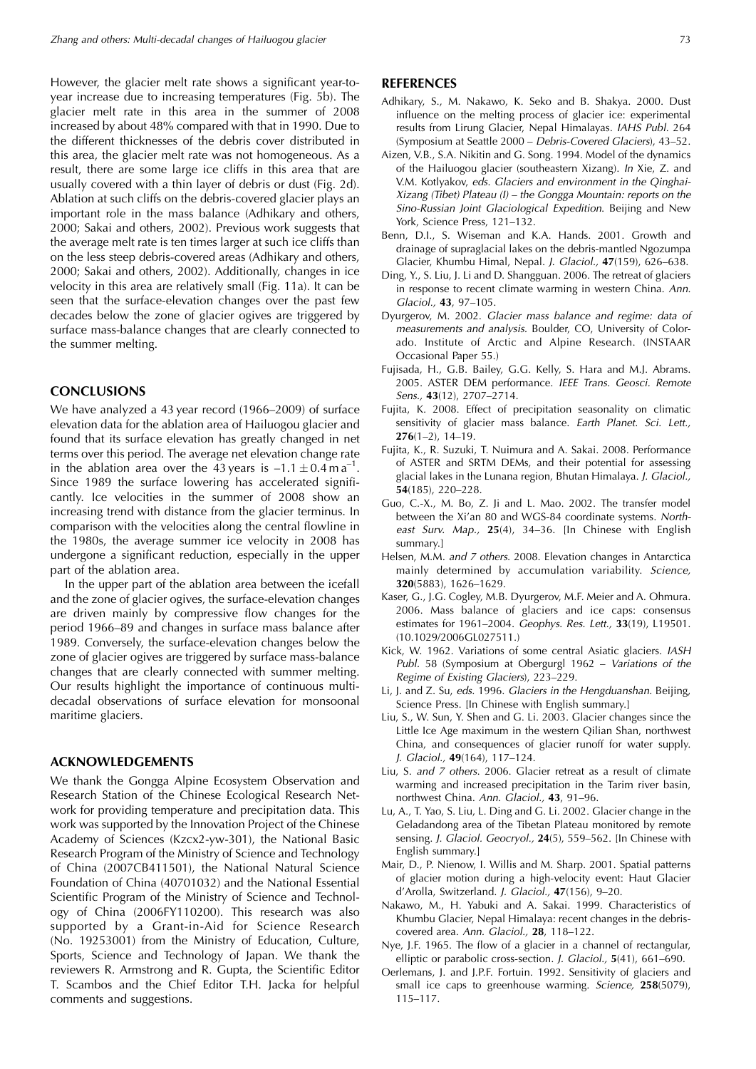However, the glacier melt rate shows a significant year-to-year increase due to increasing temperatures (Fig. 5b). The glacier melt rate in this area in the summer of 2008 increased by about 48% compared with that in 1990. Due to the different thicknesses of the debris cover distributed in this area, the glacier melt rate was not homogeneous. As a result, there are some large ice cliffs in this area that are usually covered with a thin layer of debris or dust (Fig. 2d). Ablation at such cliffs on the debris-covered glacier plays an important role in the mass balance (Adhikary and others, 2000; Sakai and others, 2002). Previous work suggests that the average melt rate is ten times larger at such ice cliffs than on the less steep debris-covered areas (Adhikary and others, 2000; Sakai and others, 2002). Additionally, changes in ice velocity in this area are relatively small (Fig. 11a). It can be seen that the surface-elevation changes over the past few decades below the zone of glacier ogives are triggered by surface mass-balance changes that are clearly connected to the summer melting.

## CONCLUSIONS

We have analyzed a 43 year record (1966–2009) of surface elevation data for the ablation area of Hailuogou glacier and found that its surface elevation has greatly changed in net terms over this period. The average net elevation change rate in the ablation area over the 43 years is $-1.1 \pm 0.4\,\mathrm{m\,a^{-1}}$. Since 1989 the surface lowering has accelerated significantly. Ice velocities in the summer of 2008 show an increasing trend with distance from the glacier terminus. In comparison with the velocities along the central flowline in the 1980s, the average summer ice velocity in 2008 has undergone a significant reduction, especially in the upper part of the ablation area.

In the upper part of the ablation area between the icefall and the zone of glacier ogives, the surface-elevation changes are driven mainly by compressive flow changes for the period 1966–89 and changes in surface mass balance after 1989. Conversely, the surface-elevation changes below the zone of glacier ogives are triggered by surface mass-balance changes that are clearly connected with summer melting. Our results highlight the importance of continuous multi-decadal observations of surface elevation for monsoonal maritime glaciers.

## ACKNOWLEDGEMENTS

We thank the Gongga Alpine Ecosystem Observation and Research Station of the Chinese Ecological Research Network for providing temperature and precipitation data. This work was supported by the Innovation Project of the Chinese Academy of Sciences (Kzcx2-yw-301), the National Basic Research Program of the Ministry of Science and Technology of China (2007CB411501), the National Natural Science Foundation of China (40701032) and the National Essential Scientific Program of the Ministry of Science and Technology of China (2006FY110200). This research was also supported by a Grant-in-Aid for Science Research (No. 19253001) from the Ministry of Education, Culture, Sports, Science and Technology of Japan. We thank the reviewers R. Armstrong and R. Gupta, the Scientific Editor T. Scambos and the Chief Editor T.H. Jacka for helpful comments and suggestions.

## REFERENCES

Adhikary, S., M. Nakawo, K. Seko and B. Shakya. 2000. Dust influence on the melting process of glacier ice: experimental results from Lirung Glacier, Nepal Himalayas. *IAHS Publ.* 264 (Symposium at Seattle 2000 – *Debris-Covered Glaciers*), 43–52.

Aizen, V.B., S.A. Nikitin and G. Song. 1994. Model of the dynamics of the Hailuogou glacier (southeastern Xizang). *In* Xie, Z. and V.M. Kotlyakov, *eds. Glaciers and environment in the Qinghai-Xizang (Tibet) Plateau (I) – the Gongga Mountain: reports on the Sino-Russian Joint Glaciological Expedition*. Beijing and New York, Science Press, 121–132.

Benn, D.I., S. Wiseman and K.A. Hands. 2001. Growth and drainage of supraglacial lakes on the debris-mantled Ngozumpa Glacier, Khumbu Himal, Nepal. *J. Glaciol.,* **47**(159), 626–638.

Ding, Y., S. Liu, J. Li and D. Shangguan. 2006. The retreat of glaciers in response to recent climate warming in western China. *Ann. Glaciol.,* **43**, 97–105.

Dyurgerov, M. 2002. *Glacier mass balance and regime: data of measurements and analysis*. Boulder, CO, University of Colorado. Institute of Arctic and Alpine Research. (INSTAAR Occasional Paper 55.)

Fujisada, H., G.B. Bailey, G.G. Kelly, S. Hara and M.J. Abrams. 2005. ASTER DEM performance. *IEEE Trans. Geosci. Remote Sens.,* **43**(12), 2707–2714.

Fujita, K. 2008. Effect of precipitation seasonality on climatic sensitivity of glacier mass balance. *Earth Planet. Sci. Lett.,* **276**(1–2), 14–19.

Fujita, K., R. Suzuki, T. Nuimura and A. Sakai. 2008. Performance of ASTER and SRTM DEMs, and their potential for assessing glacial lakes in the Lunana region, Bhutan Himalaya. *J. Glaciol.,* **54**(185), 220–228.

Guo, C.-X., M. Bo, Z. Ji and L. Mao. 2002. The transfer model between the Xi'an 80 and WGS-84 coordinate systems. *Northeast Surv. Map.,* **25**(4), 34–36. [In Chinese with English summary.]

Helsen, M.M. *and 7 others*. 2008. Elevation changes in Antarctica mainly determined by accumulation variability. *Science,* **320**(5883), 1626–1629.

Kaser, G., J.G. Cogley, M.B. Dyurgerov, M.F. Meier and A. Ohmura. 2006. Mass balance of glaciers and ice caps: consensus estimates for 1961–2004. *Geophys. Res. Lett.,* **33**(19), L19501. (10.1029/2006GL027511.)

Kick, W. 1962. Variations of some central Asiatic glaciers. *IASH Publ.* 58 (Symposium at Obergurgl 1962 – *Variations of the Regime of Existing Glaciers*), 223–229.

Li, J. and Z. Su, *eds.* 1996. *Glaciers in the Hengduanshan*. Beijing, Science Press. [In Chinese with English summary.]

Liu, S., W. Sun, Y. Shen and G. Li. 2003. Glacier changes since the Little Ice Age maximum in the western Qilian Shan, northwest China, and consequences of glacier runoff for water supply. *J. Glaciol.,* **49**(164), 117–124.

Liu, S. *and 7 others*. 2006. Glacier retreat as a result of climate warming and increased precipitation in the Tarim river basin, northwest China. *Ann. Glaciol.,* **43**, 91–96.

Lu, A., T. Yao, S. Liu, L. Ding and G. Li. 2002. Glacier change in the Geladandong area of the Tibetan Plateau monitored by remote sensing. *J. Glaciol. Geocryol.,* **24**(5), 559–562. [In Chinese with English summary.]

Mair, D., P. Nienow, I. Willis and M. Sharp. 2001. Spatial patterns of glacier motion during a high-velocity event: Haut Glacier d'Arolla, Switzerland. *J. Glaciol.,* **47**(156), 9–20.

Nakawo, M., H. Yabuki and A. Sakai. 1999. Characteristics of Khumbu Glacier, Nepal Himalaya: recent changes in the debris-covered area. *Ann. Glaciol.,* **28**, 118–122.

Nye, J.F. 1965. The flow of a glacier in a channel of rectangular, elliptic or parabolic cross-section. *J. Glaciol.,* **5**(41), 661–690.

Oerlemans, J. and J.P.F. Fortuin. 1992. Sensitivity of glaciers and small ice caps to greenhouse warming. *Science,* **258**(5079), 115–117.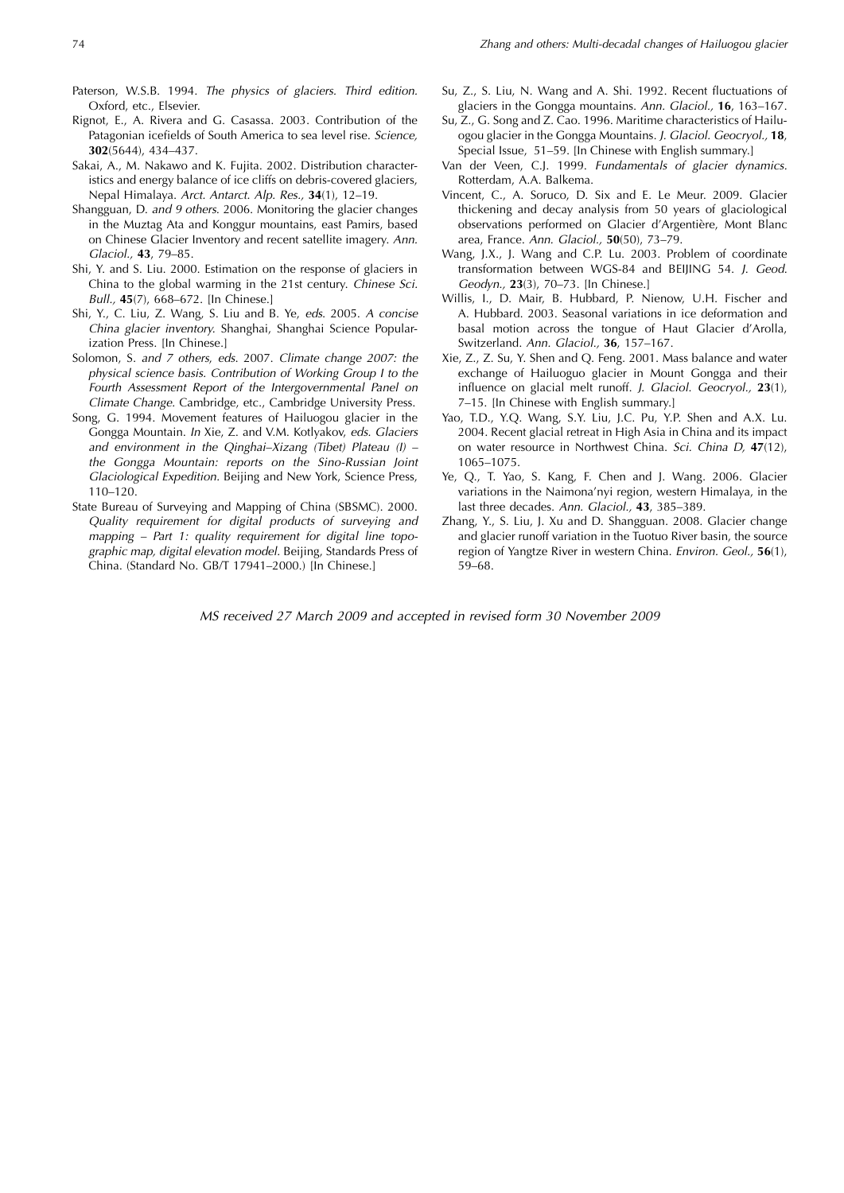Paterson, W.S.B. 1994. *The physics of glaciers. Third edition.* Oxford, etc., Elsevier.

Rignot, E., A. Rivera and G. Casassa. 2003. Contribution of the Patagonian icefields of South America to sea level rise. *Science,* **302**(5644), 434–437.

Sakai, A., M. Nakawo and K. Fujita. 2002. Distribution characteristics and energy balance of ice cliffs on debris-covered glaciers, Nepal Himalaya. *Arct. Antarct. Alp. Res.,* **34**(1), 12–19.

Shangguan, D. *and 9 others.* 2006. Monitoring the glacier changes in the Muztag Ata and Konggur mountains, east Pamirs, based on Chinese Glacier Inventory and recent satellite imagery. *Ann. Glaciol.,* **43**, 79–85.

Shi, Y. and S. Liu. 2000. Estimation on the response of glaciers in China to the global warming in the 21st century. *Chinese Sci. Bull.,* **45**(7), 668–672. [In Chinese.]

Shi, Y., C. Liu, Z. Wang, S. Liu and B. Ye, *eds.* 2005. *A concise China glacier inventory.* Shanghai, Shanghai Science Popularization Press. [In Chinese.]

Solomon, S. *and 7 others, eds.* 2007. *Climate change 2007: the physical science basis. Contribution of Working Group I to the Fourth Assessment Report of the Intergovernmental Panel on Climate Change.* Cambridge, etc., Cambridge University Press.

Song, G. 1994. Movement features of Hailuogou glacier in the Gongga Mountain. *In* Xie, Z. and V.M. Kotlyakov, *eds. Glaciers and environment in the Qinghai–Xizang (Tibet) Plateau (I) – the Gongga Mountain: reports on the Sino-Russian Joint Glaciological Expedition.* Beijing and New York, Science Press, 110–120.

State Bureau of Surveying and Mapping of China (SBSMC). 2000. *Quality requirement for digital products of surveying and mapping – Part 1: quality requirement for digital line topographic map, digital elevation model.* Beijing, Standards Press of China. (Standard No. GB/T 17941–2000.) [In Chinese.]

Su, Z., S. Liu, N. Wang and A. Shi. 1992. Recent fluctuations of glaciers in the Gongga mountains. *Ann. Glaciol.,* **16**, 163–167.

Su, Z., G. Song and Z. Cao. 1996. Maritime characteristics of Hailuogou glacier in the Gongga Mountains. *J. Glaciol. Geocryol.,* **18**, Special Issue, 51–59. [In Chinese with English summary.]

Van der Veen, C.J. 1999. *Fundamentals of glacier dynamics.* Rotterdam, A.A. Balkema.

Vincent, C., A. Soruco, D. Six and E. Le Meur. 2009. Glacier thickening and decay analysis from 50 years of glaciological observations performed on Glacier d'Argentière, Mont Blanc area, France. *Ann. Glaciol.,* **50**(50), 73–79.

Wang, J.X., J. Wang and C.P. Lu. 2003. Problem of coordinate transformation between WGS-84 and BEIJING 54. *J. Geod. Geodyn.,* **23**(3), 70–73. [In Chinese.]

Willis, I., D. Mair, B. Hubbard, P. Nienow, U.H. Fischer and A. Hubbard. 2003. Seasonal variations in ice deformation and basal motion across the tongue of Haut Glacier d'Arolla, Switzerland. *Ann. Glaciol.,* **36**, 157–167.

Xie, Z., Z. Su, Y. Shen and Q. Feng. 2001. Mass balance and water exchange of Hailuoguo glacier in Mount Gongga and their influence on glacial melt runoff. *J. Glaciol. Geocryol.,* **23**(1), 7–15. [In Chinese with English summary.]

Yao, T.D., Y.Q. Wang, S.Y. Liu, J.C. Pu, Y.P. Shen and A.X. Lu. 2004. Recent glacial retreat in High Asia in China and its impact on water resource in Northwest China. *Sci. China D,* **47**(12), 1065–1075.

Ye, Q., T. Yao, S. Kang, F. Chen and J. Wang. 2006. Glacier variations in the Naimona'nyi region, western Himalaya, in the last three decades. *Ann. Glaciol.,* **43**, 385–389.

Zhang, Y., S. Liu, J. Xu and D. Shangguan. 2008. Glacier change and glacier runoff variation in the Tuotuo River basin, the source region of Yangtze River in western China. *Environ. Geol.,* **56**(1), 59–68.

*MS received 27 March 2009 and accepted in revised form 30 November 2009*